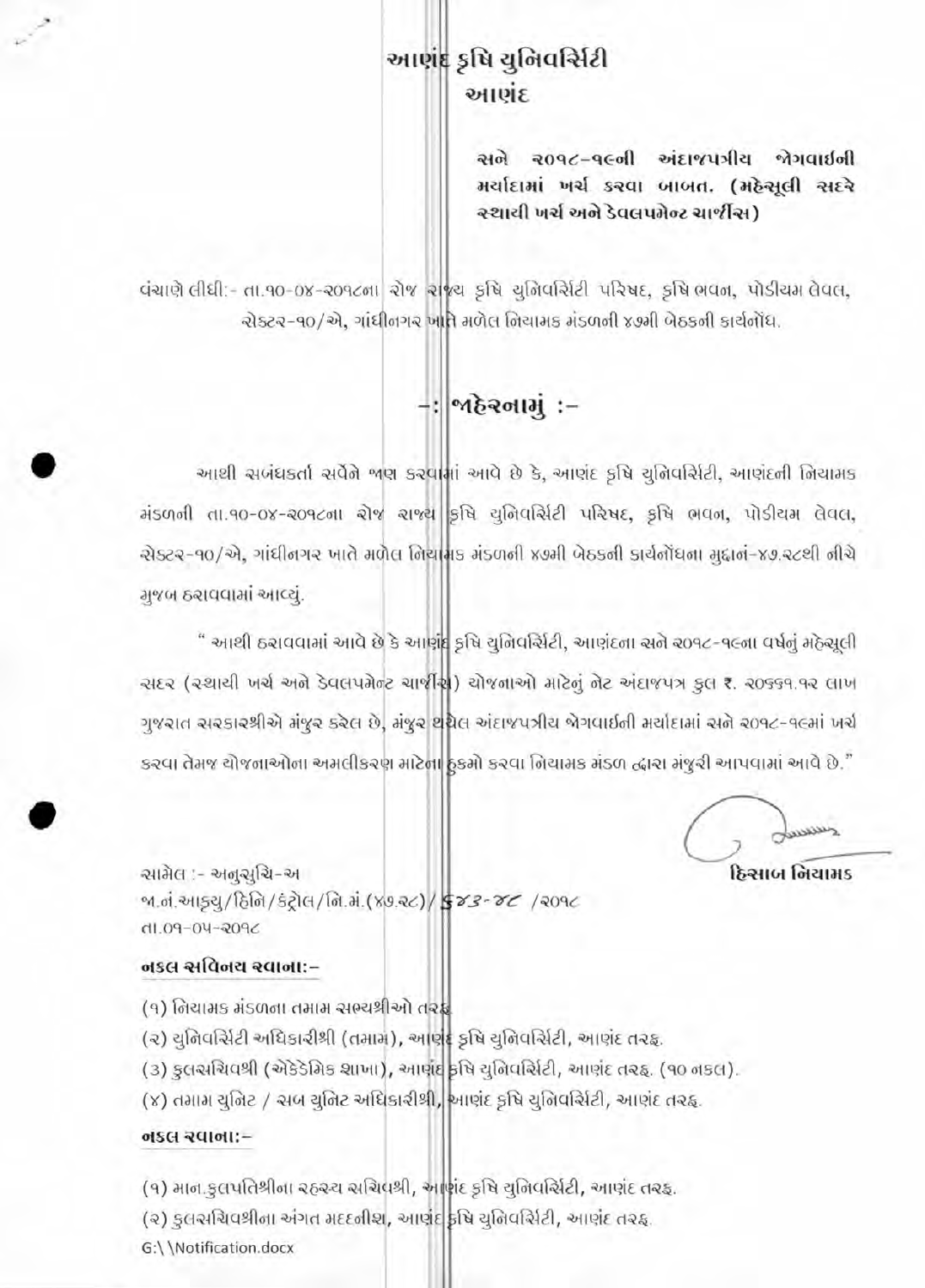# આણંદ કૃષિ યુનિવર્સિટી
## આણંદ

**સને ૨૦૧૮-૧૯ની અંદાજપત્રીય જોગવાઈની મર્યાદામાં ખર્ચ કરવા બાબત. (મહેસૂલી સદરે સ્થાયી ખર્ચ અને ડેવલપમેન્ટ ચાર્જીસ)**

વંચાણે લીધી:- તા.૧૦-૦૪-૨૦૧૮ના રોજ રાજ્ય કૃષિ યુનિવર્સિટી પરિષદ, કૃષિ ભવન, પોડીયમ લેવલ, સેક્ટર-૧૦/એ, ગાંધીનગર ખાતે મળેલ નિયામક મંડળની ૪૭મી બેઠકની કાર્યનોંધ.

## -: જાહેરનામું :-

આથી સંબંધકર્તા સર્વેને જાણ કરવામાં આવે છે કે, આણંદ કૃષિ યુનિવર્સિટી, આણંદની નિયામક મંડળની તા.૧૦-૦૪-૨૦૧૮ના રોજ રાજ્ય કૃષિ યુનિવર્સિટી પરિષદ, કૃષિ ભવન, પોડીયમ લેવલ, સેક્ટર-૧૦/એ, ગાંધીનગર ખાતે મળેલ નિયામક મંડળની ૪૭મી બેઠકની કાર્યનોંધના મુદ્દાનં-૪૭.૨૮થી નીચે મુજબ ઠરાવવામાં આવ્યું.

" આથી ઠરાવવામાં આવે છે કે આણંદ કૃષિ યુનિવર્સિટી, આણંદના સને ૨૦૧૮-૧૯ના વર્ષનું મહેસૂલી સદર (સ્થાયી ખર્ચ અને ડેવલપમેન્ટ ચાર્જીસ) યોજનાઓ માટેનું નેટ અંદાજપત્ર કુલ રૂ. ૨૦૬૬૧.૧૨ લાખ ગુજરાત સરકારશ્રીએ મંજુર કરેલ છે, મંજુર થયેલ અંદાજપત્રીય જોગવાઈની મર્યાદામાં સને ૨૦૧૮-૧૯માં ખર્ચ કરવા તેમજ યોજનાઓના અમલીકરણ માટેના હુકમો કરવા નિયામક મંડળ દ્વારા મંજુરી આપવામાં આવે છે."

**હિસાબ નિયામક**

સામેલ :- અનુસુચિ-અ
જા.નં.આકૃયુ/હિનિ/કંટ્રોલ/નિ.મં.(૪૭.૨૮)/ ૬૪૩-૪૮ /૨૦૧૮
તા.૦૧-૦૫-૨૦૧૮

**નકલ સવિનય રવાના:-**

(૧) નિયામક મંડળના તમામ સભ્યશ્રીઓ તરફ.
(૨) યુનિવર્સિટી અધિકારીશ્રી (તમામ), આણંદ કૃષિ યુનિવર્સિટી, આણંદ તરફ.
(૩) કુલસચિવશ્રી (એકેડેમિક શાખા), આણંદ કૃષિ યુનિવર્સિટી, આણંદ તરફ. (૧૦ નકલ).
(૪) તમામ યુનિટ / સબ યુનિટ અધિકારીશ્રી, આણંદ કૃષિ યુનિવર્સિટી, આણંદ તરફ.

**નકલ રવાના:-**

(૧) માન.કુલપતિશ્રીના રહસ્ય સચિવશ્રી, આણંદ કૃષિ યુનિવર્સિટી, આણંદ તરફ.
(૨) કુલસચિવશ્રીના અંગત મદદનીશ, આણંદ કૃષિ યુનિવર્સિટી, આણંદ તરફ.

G:\\Notification.docx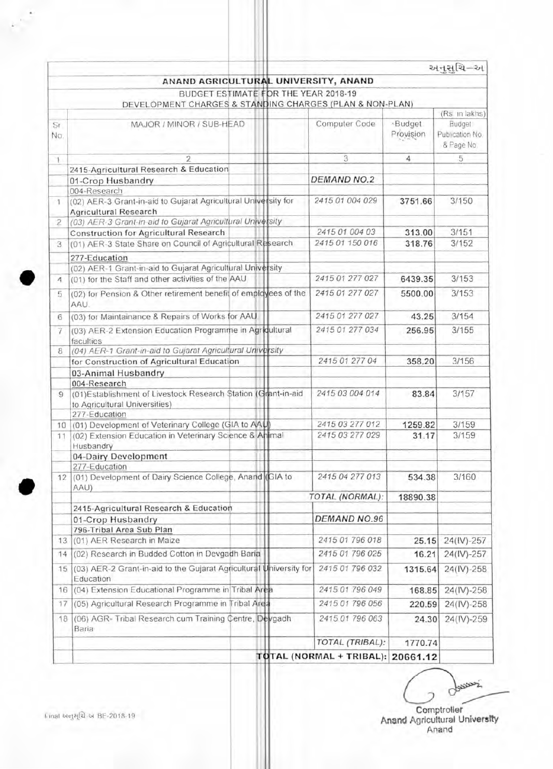અનુસુચિ–અ

| | | | | |
|---|---|---|---|---|
| | **ANAND AGRICULTURAL UNIVERSITY, ANAND** | | | |
| | BUDGET ESTIMATE FOR THE YEAR 2018-19 | | | |
| | DEVELOPMENT CHARGES & STANDING CHARGES (PLAN & NON-PLAN) | | | |
| | | | | (Rs. in lakhs) |
| Sr No. | MAJOR / MINOR / SUB-HEAD | Computer Code | Budget Provision | Budget Publication No. & Page No. |
| 1 | 2 | 3 | 4 | 5 |
| | 2415-Agricultural Research & Education | | | |
| | 01-Crop Husbandry | *DEMAND NO.2* | | |
| | 004-Research | | | |
| 1 | (02) AER-3 Grant-in-aid to Gujarat Agricultural University for Agricultural Research | 2415 01 004 029 | **3751.66** | 3/150 |
| 2 | *(03) AER-3 Grant-in-aid to Gujarat Agricultural University* Construction for Agricultural Research | 2415 01 004 03 | **313.00** | 3/151 |
| 3 | (01) AER-3 State Share on Council of Agricultural Research | 2415 01 150 016 | **318.76** | 3/152 |
| | 277-Education | | | |
| | (02) AER-1 Grant-in-aid to Gujarat Agricultural University | | | |
| 4 | (01) for the Staff and other activities of the AAU | 2415 01 277 027 | **6439.35** | 3/153 |
| 5 | (02) for Pension & Other retirement benefit of employees of the AAU. | 2415 01 277 027 | **5500.00** | 3/153 |
| 6 | (03) for Maintainance & Repairs of Works for AAU | 2415 01 277 027 | **43.25** | 3/154 |
| 7 | (03) AER-2 Extension Education Programme in Agricultural faculties | 2415 01 277 034 | **256.95** | 3/155 |
| 8 | *(04) AER-1 Grant-in-aid to Gujarat Agricultural University* for Construction of Agricultural Education | 2415 01 277 04 | **358.20** | 3/156 |
| | 03-Animal Husbandry | | | |
| | 004-Research | | | |
| 9 | (01)Establishment of Livestock Research Station (Grant-in-aid to Agricultural Universities) | 2415 03 004 014 | **83.84** | 3/157 |
| | 277-Education | | | |
| 10 | (01) Development of Veterinary College (GIA to AAU) | 2415 03 277 012 | **1259.82** | 3/159 |
| 11 | (02) Extension Education in Veterinary Science & Animal Husbandry | 2415 03 277 029 | **31.17** | 3/159 |
| | 04-Dairy Development | | | |
| | 277-Education | | | |
| 12 | (01) Development of Dairy Science College, Anand (GIA to AAU) | 2415 04 277 013 | **534.38** | 3/160 |
| | | *TOTAL (NORMAL):* | **18890.38** | |
| | 2415-Agricultural Research & Education | | | |
| | 01-Crop Husbandry | *DEMAND NO.96* | | |
| | 796-Tribal Area Sub Plan | | | |
| 13 | (01) AER Research in Maize | 2415 01 796 018 | **25.15** | 24(IV)-257 |
| 14 | (02) Research in Budded Cotton in Devgadh Baria | 2415 01 796 025 | **16.21** | 24(IV)-257 |
| 15 | (03) AER-2 Grant-in-aid to the Gujarat Agricultural University for Education | 2415 01 796 032 | **1315.64** | 24(IV)-258 |
| 16 | (04) Extension Educational Programme in Tribal Area | 2415 01 796 049 | **168.85** | 24(IV)-258 |
| 17 | (05) Agricultural Research Programme in Tribal Area | 2415 01 796 056 | **220.59** | 24(IV)-258 |
| 18 | (06) AGR- Tribal Research cum Training Centre, Devgadh Baria | 2415 01 796 063 | **24.30** | 24(IV)-259 |
| | | *TOTAL (TRIBAL):* | **1770.74** | |
| | **TOTAL (NORMAL + TRIBAL):** | | **20661.12** | |

Comptroller
Anand Agricultural University
Anand

Final અનુસૂચિ અ BE-2018-19